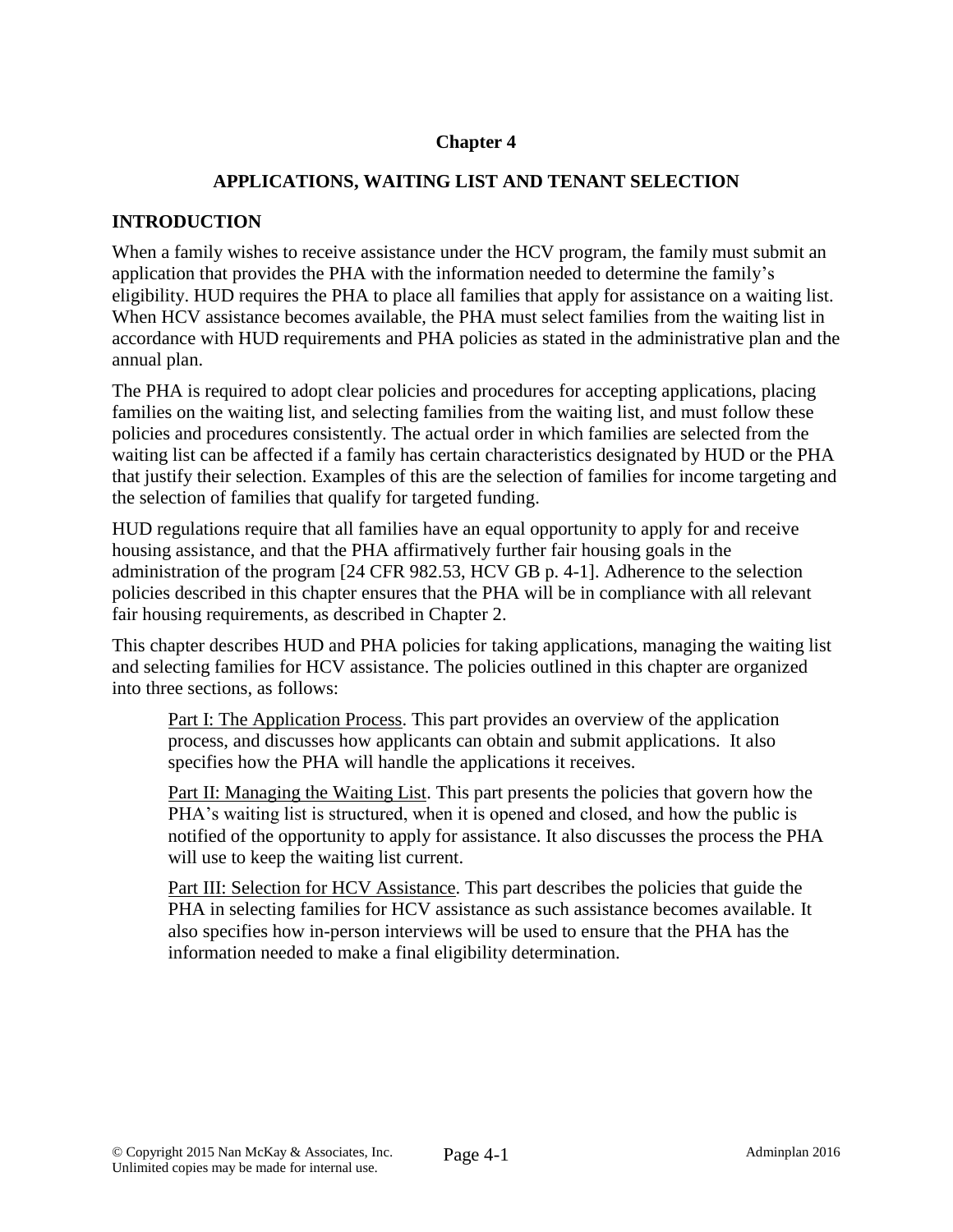# Chapter 4

## APPLICATIONS, WAITING LIST AND TENANT SELECTION

### INTRODUCTION

When a family wishes to receive assistance under the HCV program, the family must submit an application that provides the PHA with the information needed to determine the family's eligibility. HUD requires the PHA to place all families that apply for assistance on a waiting list. When HCV assistance becomes available, the PHA must select families from the waiting list in accordance with HUD requirements and PHA policies as stated in the administrative plan and the annual plan.

The PHA is required to adopt clear policies and procedures for accepting applications, placing families on the waiting list, and selecting families from the waiting list, and must follow these policies and procedures consistently. The actual order in which families are selected from the waiting list can be affected if a family has certain characteristics designated by HUD or the PHA that justify their selection. Examples of this are the selection of families for income targeting and the selection of families that qualify for targeted funding.

HUD regulations require that all families have an equal opportunity to apply for and receive housing assistance, and that the PHA affirmatively further fair housing goals in the administration of the program [24 CFR 982.53, HCV GB p. 4-1]. Adherence to the selection policies described in this chapter ensures that the PHA will be in compliance with all relevant fair housing requirements, as described in Chapter 2.

This chapter describes HUD and PHA policies for taking applications, managing the waiting list and selecting families for HCV assistance. The policies outlined in this chapter are organized into three sections, as follows:

> Part I: The Application Process. This part provides an overview of the application process, and discusses how applicants can obtain and submit applications. It also specifies how the PHA will handle the applications it receives.
>
> Part II: Managing the Waiting List. This part presents the policies that govern how the PHA's waiting list is structured, when it is opened and closed, and how the public is notified of the opportunity to apply for assistance. It also discusses the process the PHA will use to keep the waiting list current.
>
> Part III: Selection for HCV Assistance. This part describes the policies that guide the PHA in selecting families for HCV assistance as such assistance becomes available. It also specifies how in-person interviews will be used to ensure that the PHA has the information needed to make a final eligibility determination.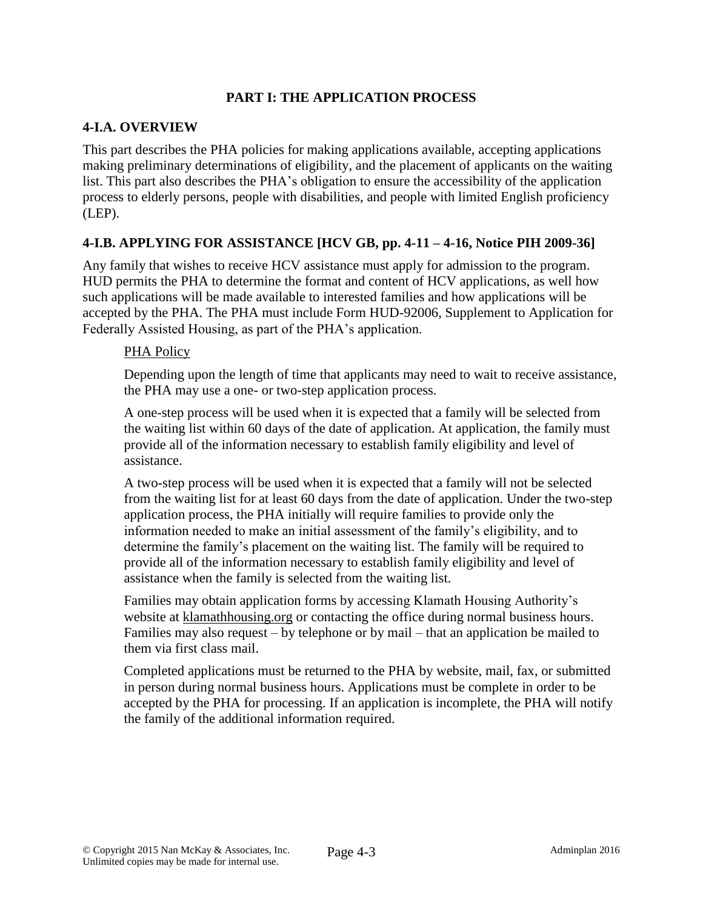# PART I: THE APPLICATION PROCESS

## 4-I.A. OVERVIEW

This part describes the PHA policies for making applications available, accepting applications making preliminary determinations of eligibility, and the placement of applicants on the waiting list. This part also describes the PHA's obligation to ensure the accessibility of the application process to elderly persons, people with disabilities, and people with limited English proficiency (LEP).

## 4-I.B. APPLYING FOR ASSISTANCE [HCV GB, pp. 4-11 – 4-16, Notice PIH 2009-36]

Any family that wishes to receive HCV assistance must apply for admission to the program. HUD permits the PHA to determine the format and content of HCV applications, as well how such applications will be made available to interested families and how applications will be accepted by the PHA. The PHA must include Form HUD-92006, Supplement to Application for Federally Assisted Housing, as part of the PHA's application.

PHA Policy

Depending upon the length of time that applicants may need to wait to receive assistance, the PHA may use a one- or two-step application process.

A one-step process will be used when it is expected that a family will be selected from the waiting list within 60 days of the date of application. At application, the family must provide all of the information necessary to establish family eligibility and level of assistance.

A two-step process will be used when it is expected that a family will not be selected from the waiting list for at least 60 days from the date of application. Under the two-step application process, the PHA initially will require families to provide only the information needed to make an initial assessment of the family's eligibility, and to determine the family's placement on the waiting list. The family will be required to provide all of the information necessary to establish family eligibility and level of assistance when the family is selected from the waiting list.

Families may obtain application forms by accessing Klamath Housing Authority's website at klamathhousing.org or contacting the office during normal business hours. Families may also request – by telephone or by mail – that an application be mailed to them via first class mail.

Completed applications must be returned to the PHA by website, mail, fax, or submitted in person during normal business hours. Applications must be complete in order to be accepted by the PHA for processing. If an application is incomplete, the PHA will notify the family of the additional information required.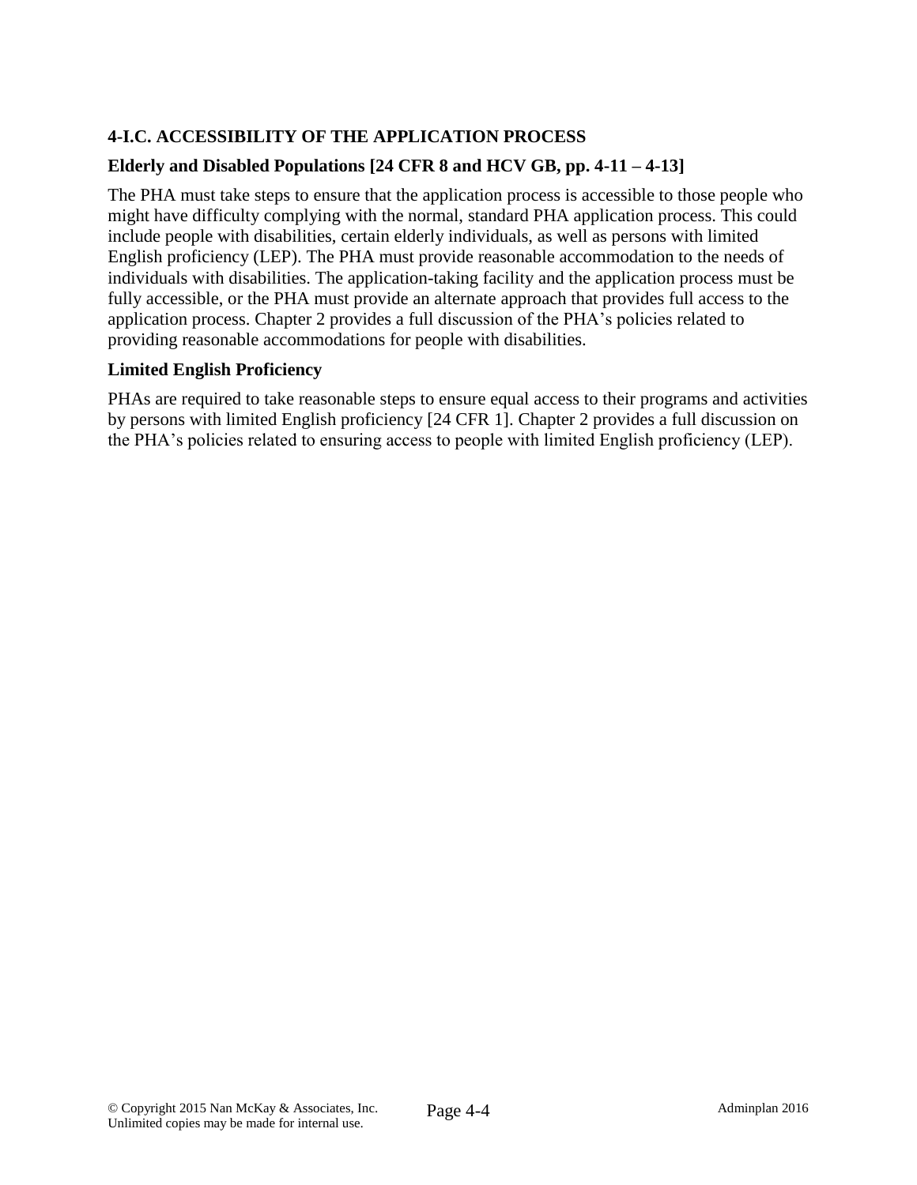## 4-I.C. ACCESSIBILITY OF THE APPLICATION PROCESS

### Elderly and Disabled Populations [24 CFR 8 and HCV GB, pp. 4-11 – 4-13]

The PHA must take steps to ensure that the application process is accessible to those people who might have difficulty complying with the normal, standard PHA application process. This could include people with disabilities, certain elderly individuals, as well as persons with limited English proficiency (LEP). The PHA must provide reasonable accommodation to the needs of individuals with disabilities. The application-taking facility and the application process must be fully accessible, or the PHA must provide an alternate approach that provides full access to the application process. Chapter 2 provides a full discussion of the PHA's policies related to providing reasonable accommodations for people with disabilities.

### Limited English Proficiency

PHAs are required to take reasonable steps to ensure equal access to their programs and activities by persons with limited English proficiency [24 CFR 1]. Chapter 2 provides a full discussion on the PHA's policies related to ensuring access to people with limited English proficiency (LEP).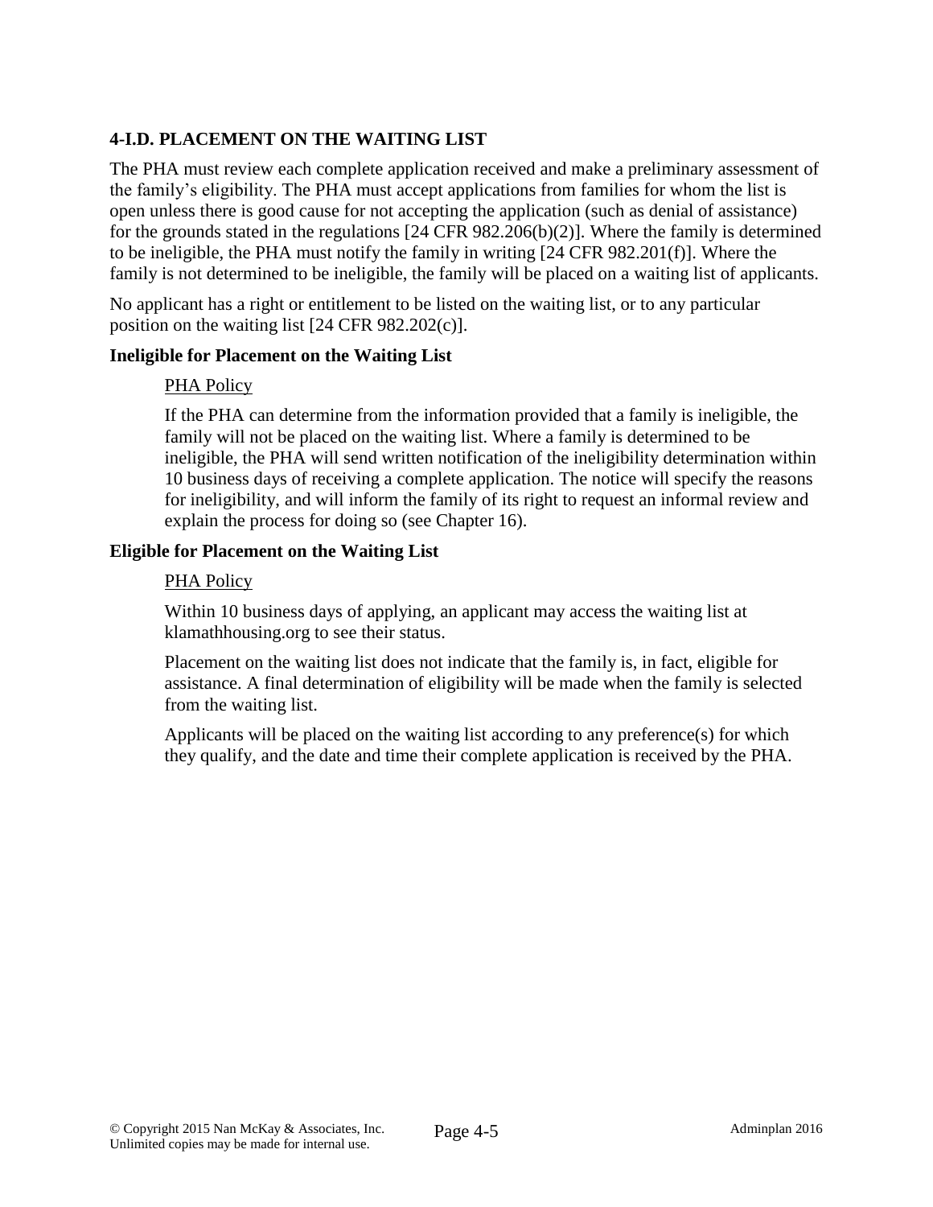## 4-I.D. PLACEMENT ON THE WAITING LIST

The PHA must review each complete application received and make a preliminary assessment of the family's eligibility. The PHA must accept applications from families for whom the list is open unless there is good cause for not accepting the application (such as denial of assistance) for the grounds stated in the regulations [24 CFR 982.206(b)(2)]. Where the family is determined to be ineligible, the PHA must notify the family in writing [24 CFR 982.201(f)]. Where the family is not determined to be ineligible, the family will be placed on a waiting list of applicants.

No applicant has a right or entitlement to be listed on the waiting list, or to any particular position on the waiting list [24 CFR 982.202(c)].

### Ineligible for Placement on the Waiting List

PHA Policy

If the PHA can determine from the information provided that a family is ineligible, the family will not be placed on the waiting list. Where a family is determined to be ineligible, the PHA will send written notification of the ineligibility determination within 10 business days of receiving a complete application. The notice will specify the reasons for ineligibility, and will inform the family of its right to request an informal review and explain the process for doing so (see Chapter 16).

### Eligible for Placement on the Waiting List

PHA Policy

Within 10 business days of applying, an applicant may access the waiting list at klamathhousing.org to see their status.

Placement on the waiting list does not indicate that the family is, in fact, eligible for assistance. A final determination of eligibility will be made when the family is selected from the waiting list.

Applicants will be placed on the waiting list according to any preference(s) for which they qualify, and the date and time their complete application is received by the PHA.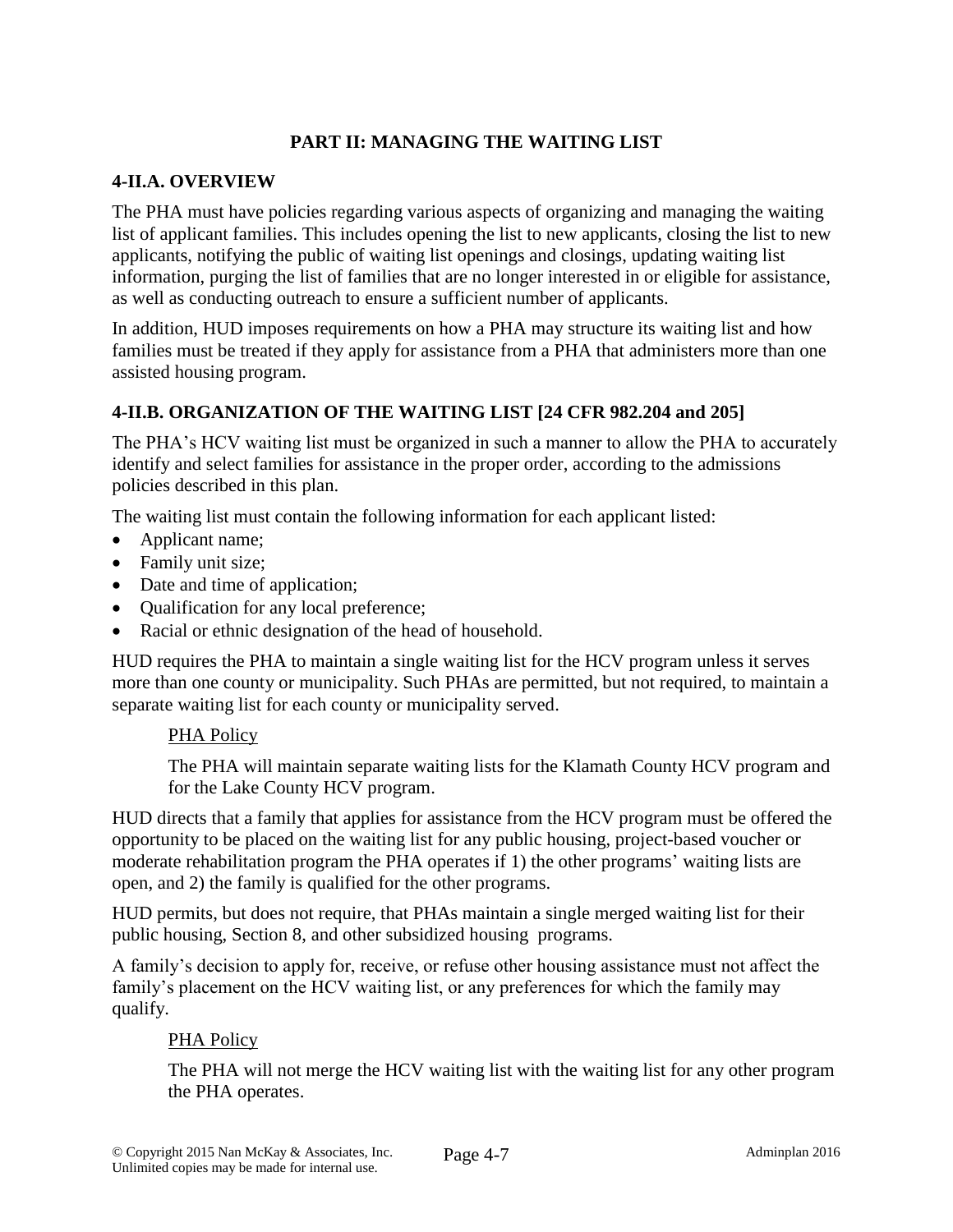## PART II: MANAGING THE WAITING LIST

### 4-II.A. OVERVIEW

The PHA must have policies regarding various aspects of organizing and managing the waiting list of applicant families. This includes opening the list to new applicants, closing the list to new applicants, notifying the public of waiting list openings and closings, updating waiting list information, purging the list of families that are no longer interested in or eligible for assistance, as well as conducting outreach to ensure a sufficient number of applicants.

In addition, HUD imposes requirements on how a PHA may structure its waiting list and how families must be treated if they apply for assistance from a PHA that administers more than one assisted housing program.

### 4-II.B. ORGANIZATION OF THE WAITING LIST [24 CFR 982.204 and 205]

The PHA's HCV waiting list must be organized in such a manner to allow the PHA to accurately identify and select families for assistance in the proper order, according to the admissions policies described in this plan.

The waiting list must contain the following information for each applicant listed:

- Applicant name;
- Family unit size;
- Date and time of application;
- Qualification for any local preference;
- Racial or ethnic designation of the head of household.

HUD requires the PHA to maintain a single waiting list for the HCV program unless it serves more than one county or municipality. Such PHAs are permitted, but not required, to maintain a separate waiting list for each county or municipality served.

> <u>PHA Policy</u>
>
> The PHA will maintain separate waiting lists for the Klamath County HCV program and for the Lake County HCV program.

HUD directs that a family that applies for assistance from the HCV program must be offered the opportunity to be placed on the waiting list for any public housing, project-based voucher or moderate rehabilitation program the PHA operates if 1) the other programs' waiting lists are open, and 2) the family is qualified for the other programs.

HUD permits, but does not require, that PHAs maintain a single merged waiting list for their public housing, Section 8, and other subsidized housing programs.

A family's decision to apply for, receive, or refuse other housing assistance must not affect the family's placement on the HCV waiting list, or any preferences for which the family may qualify.

> <u>PHA Policy</u>
>
> The PHA will not merge the HCV waiting list with the waiting list for any other program the PHA operates.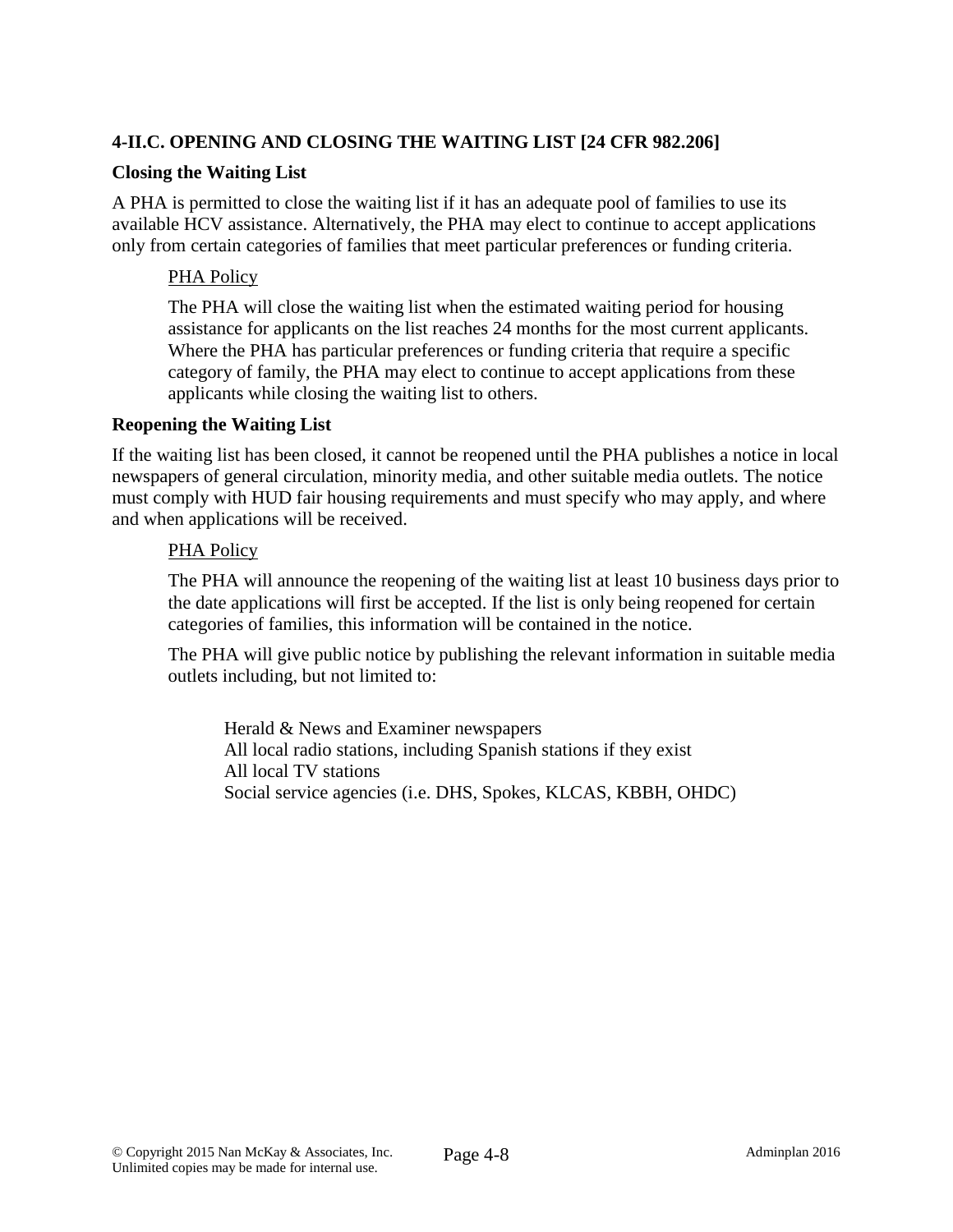## 4-II.C. OPENING AND CLOSING THE WAITING LIST [24 CFR 982.206]

### Closing the Waiting List

A PHA is permitted to close the waiting list if it has an adequate pool of families to use its available HCV assistance. Alternatively, the PHA may elect to continue to accept applications only from certain categories of families that meet particular preferences or funding criteria.

> PHA Policy
>
> The PHA will close the waiting list when the estimated waiting period for housing assistance for applicants on the list reaches 24 months for the most current applicants. Where the PHA has particular preferences or funding criteria that require a specific category of family, the PHA may elect to continue to accept applications from these applicants while closing the waiting list to others.

### Reopening the Waiting List

If the waiting list has been closed, it cannot be reopened until the PHA publishes a notice in local newspapers of general circulation, minority media, and other suitable media outlets. The notice must comply with HUD fair housing requirements and must specify who may apply, and where and when applications will be received.

> PHA Policy
>
> The PHA will announce the reopening of the waiting list at least 10 business days prior to the date applications will first be accepted. If the list is only being reopened for certain categories of families, this information will be contained in the notice.
>
> The PHA will give public notice by publishing the relevant information in suitable media outlets including, but not limited to:
>
> Herald & News and Examiner newspapers
> All local radio stations, including Spanish stations if they exist
> All local TV stations
> Social service agencies (i.e. DHS, Spokes, KLCAS, KBBH, OHDC)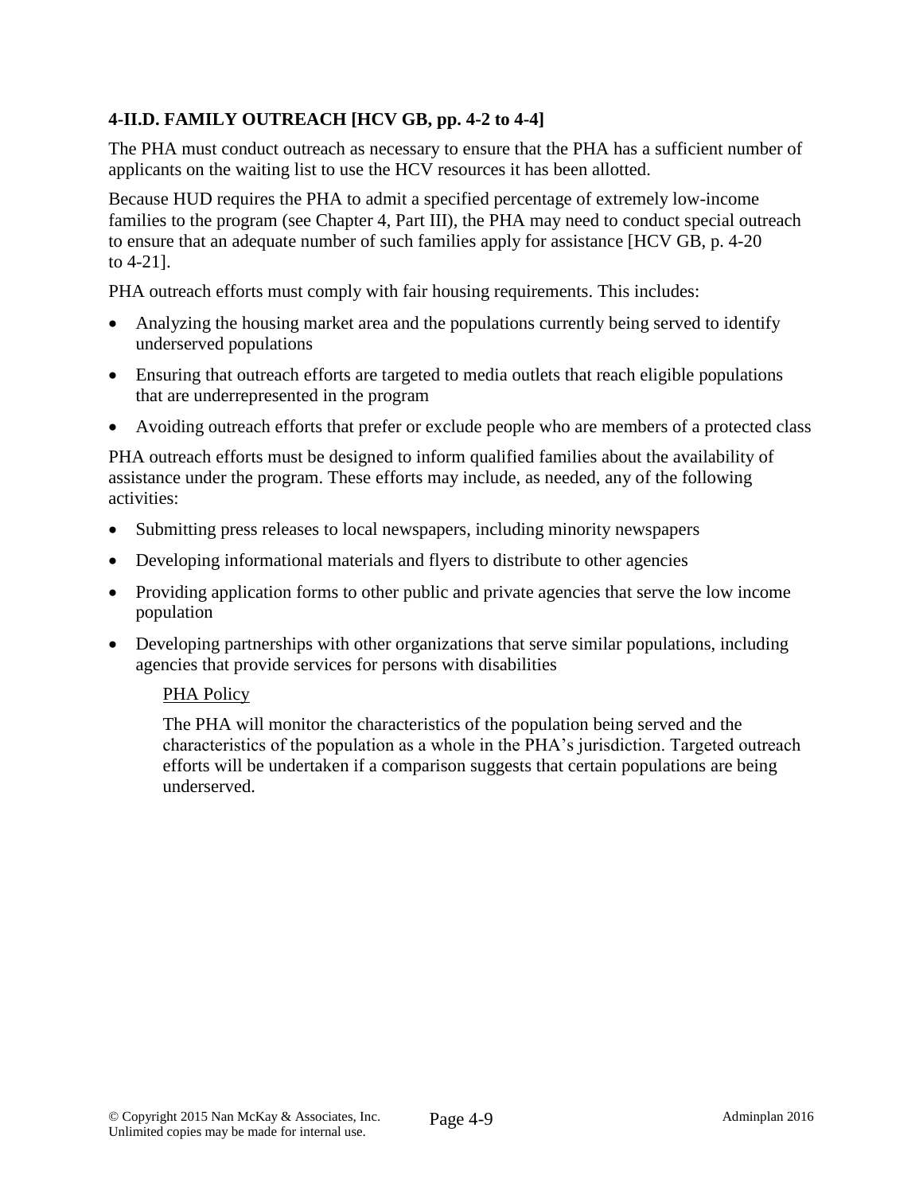### 4-II.D. FAMILY OUTREACH [HCV GB, pp. 4-2 to 4-4]

The PHA must conduct outreach as necessary to ensure that the PHA has a sufficient number of applicants on the waiting list to use the HCV resources it has been allotted.

Because HUD requires the PHA to admit a specified percentage of extremely low-income families to the program (see Chapter 4, Part III), the PHA may need to conduct special outreach to ensure that an adequate number of such families apply for assistance [HCV GB, p. 4-20 to 4-21].

PHA outreach efforts must comply with fair housing requirements. This includes:

- Analyzing the housing market area and the populations currently being served to identify underserved populations
- Ensuring that outreach efforts are targeted to media outlets that reach eligible populations that are underrepresented in the program
- Avoiding outreach efforts that prefer or exclude people who are members of a protected class

PHA outreach efforts must be designed to inform qualified families about the availability of assistance under the program. These efforts may include, as needed, any of the following activities:

- Submitting press releases to local newspapers, including minority newspapers
- Developing informational materials and flyers to distribute to other agencies
- Providing application forms to other public and private agencies that serve the low income population
- Developing partnerships with other organizations that serve similar populations, including agencies that provide services for persons with disabilities

> PHA Policy
>
> The PHA will monitor the characteristics of the population being served and the characteristics of the population as a whole in the PHA's jurisdiction. Targeted outreach efforts will be undertaken if a comparison suggests that certain populations are being underserved.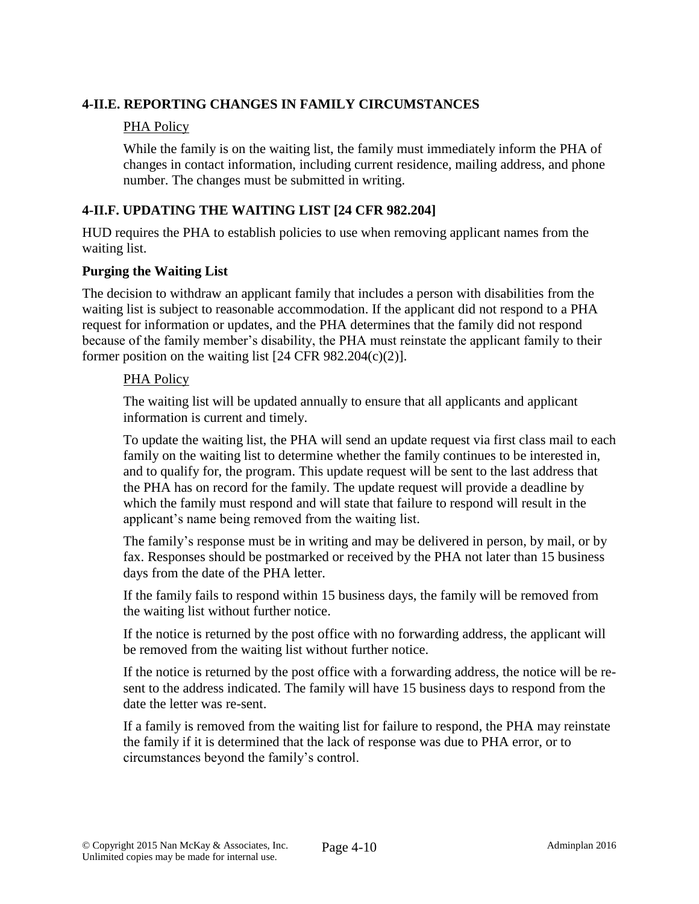### 4-II.E. REPORTING CHANGES IN FAMILY CIRCUMSTANCES

PHA Policy

While the family is on the waiting list, the family must immediately inform the PHA of changes in contact information, including current residence, mailing address, and phone number. The changes must be submitted in writing.

### 4-II.F. UPDATING THE WAITING LIST [24 CFR 982.204]

HUD requires the PHA to establish policies to use when removing applicant names from the waiting list.

**Purging the Waiting List**

The decision to withdraw an applicant family that includes a person with disabilities from the waiting list is subject to reasonable accommodation. If the applicant did not respond to a PHA request for information or updates, and the PHA determines that the family did not respond because of the family member's disability, the PHA must reinstate the applicant family to their former position on the waiting list [24 CFR 982.204(c)(2)].

PHA Policy

The waiting list will be updated annually to ensure that all applicants and applicant information is current and timely.

To update the waiting list, the PHA will send an update request via first class mail to each family on the waiting list to determine whether the family continues to be interested in, and to qualify for, the program. This update request will be sent to the last address that the PHA has on record for the family. The update request will provide a deadline by which the family must respond and will state that failure to respond will result in the applicant's name being removed from the waiting list.

The family's response must be in writing and may be delivered in person, by mail, or by fax. Responses should be postmarked or received by the PHA not later than 15 business days from the date of the PHA letter.

If the family fails to respond within 15 business days, the family will be removed from the waiting list without further notice.

If the notice is returned by the post office with no forwarding address, the applicant will be removed from the waiting list without further notice.

If the notice is returned by the post office with a forwarding address, the notice will be re-sent to the address indicated. The family will have 15 business days to respond from the date the letter was re-sent.

If a family is removed from the waiting list for failure to respond, the PHA may reinstate the family if it is determined that the lack of response was due to PHA error, or to circumstances beyond the family's control.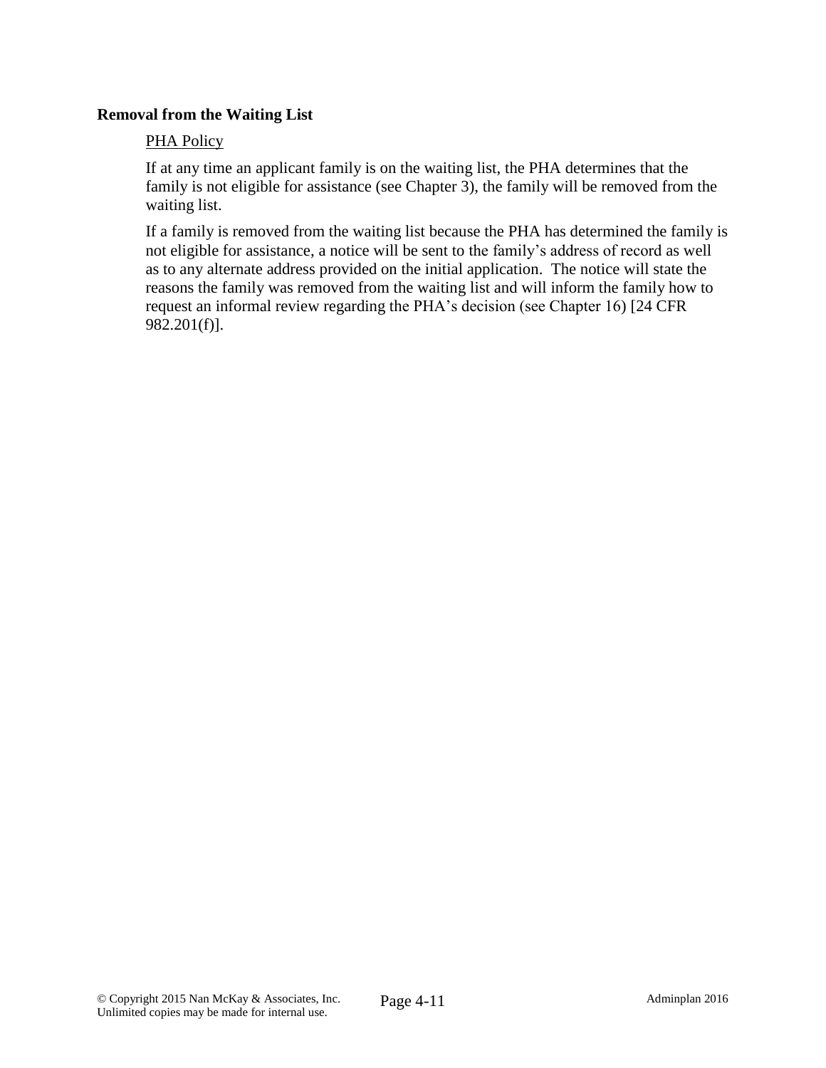**Removal from the Waiting List**

PHA Policy

If at any time an applicant family is on the waiting list, the PHA determines that the family is not eligible for assistance (see Chapter 3), the family will be removed from the waiting list.

If a family is removed from the waiting list because the PHA has determined the family is not eligible for assistance, a notice will be sent to the family's address of record as well as to any alternate address provided on the initial application. The notice will state the reasons the family was removed from the waiting list and will inform the family how to request an informal review regarding the PHA's decision (see Chapter 16) [24 CFR 982.201(f)].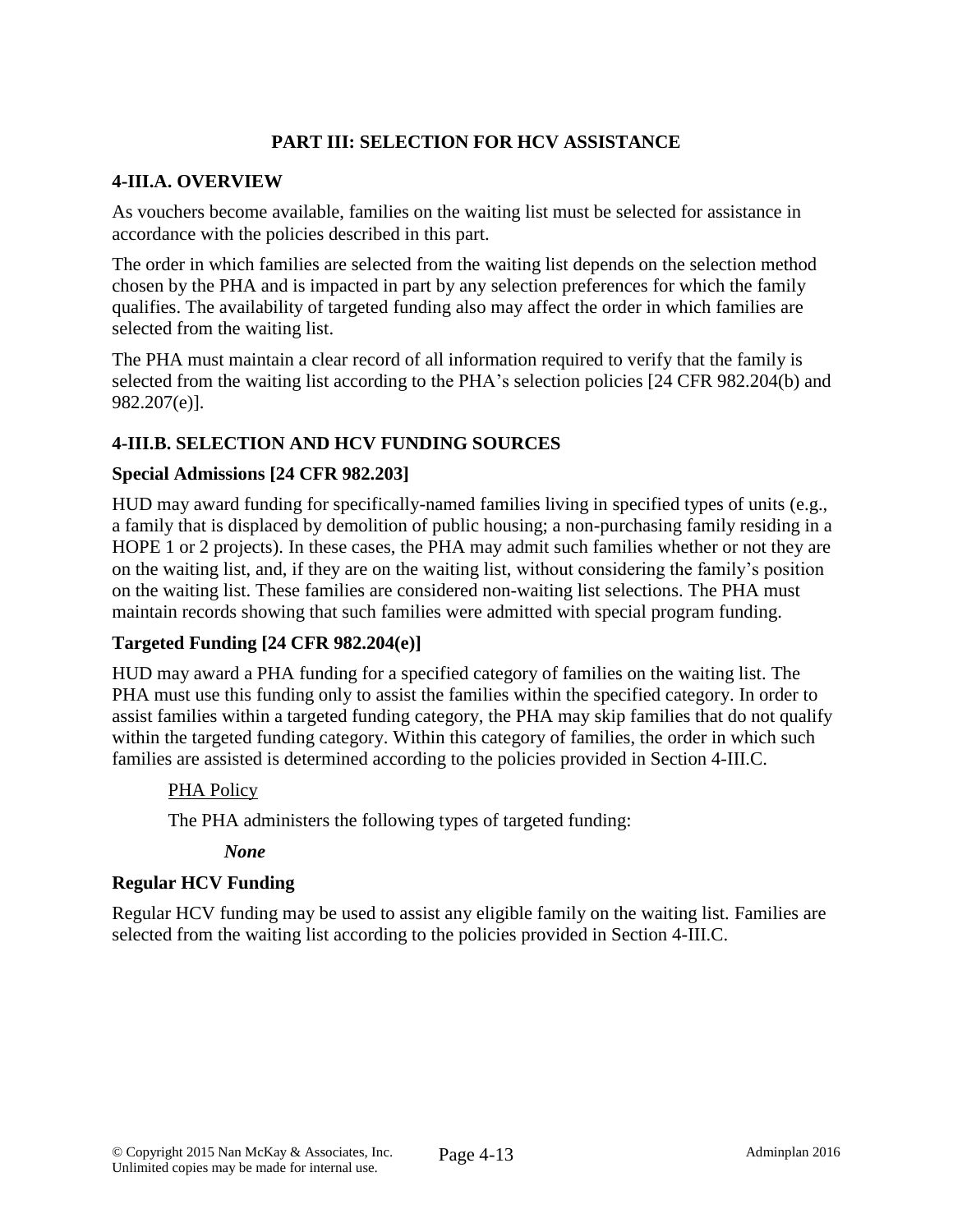## PART III: SELECTION FOR HCV ASSISTANCE

### 4-III.A. OVERVIEW

As vouchers become available, families on the waiting list must be selected for assistance in accordance with the policies described in this part.

The order in which families are selected from the waiting list depends on the selection method chosen by the PHA and is impacted in part by any selection preferences for which the family qualifies. The availability of targeted funding also may affect the order in which families are selected from the waiting list.

The PHA must maintain a clear record of all information required to verify that the family is selected from the waiting list according to the PHA's selection policies [24 CFR 982.204(b) and 982.207(e)].

### 4-III.B. SELECTION AND HCV FUNDING SOURCES

#### Special Admissions [24 CFR 982.203]

HUD may award funding for specifically-named families living in specified types of units (e.g., a family that is displaced by demolition of public housing; a non-purchasing family residing in a HOPE 1 or 2 projects). In these cases, the PHA may admit such families whether or not they are on the waiting list, and, if they are on the waiting list, without considering the family's position on the waiting list. These families are considered non-waiting list selections. The PHA must maintain records showing that such families were admitted with special program funding.

#### Targeted Funding [24 CFR 982.204(e)]

HUD may award a PHA funding for a specified category of families on the waiting list. The PHA must use this funding only to assist the families within the specified category. In order to assist families within a targeted funding category, the PHA may skip families that do not qualify within the targeted funding category. Within this category of families, the order in which such families are assisted is determined according to the policies provided in Section 4-III.C.

PHA Policy

The PHA administers the following types of targeted funding:

***None***

#### Regular HCV Funding

Regular HCV funding may be used to assist any eligible family on the waiting list. Families are selected from the waiting list according to the policies provided in Section 4-III.C.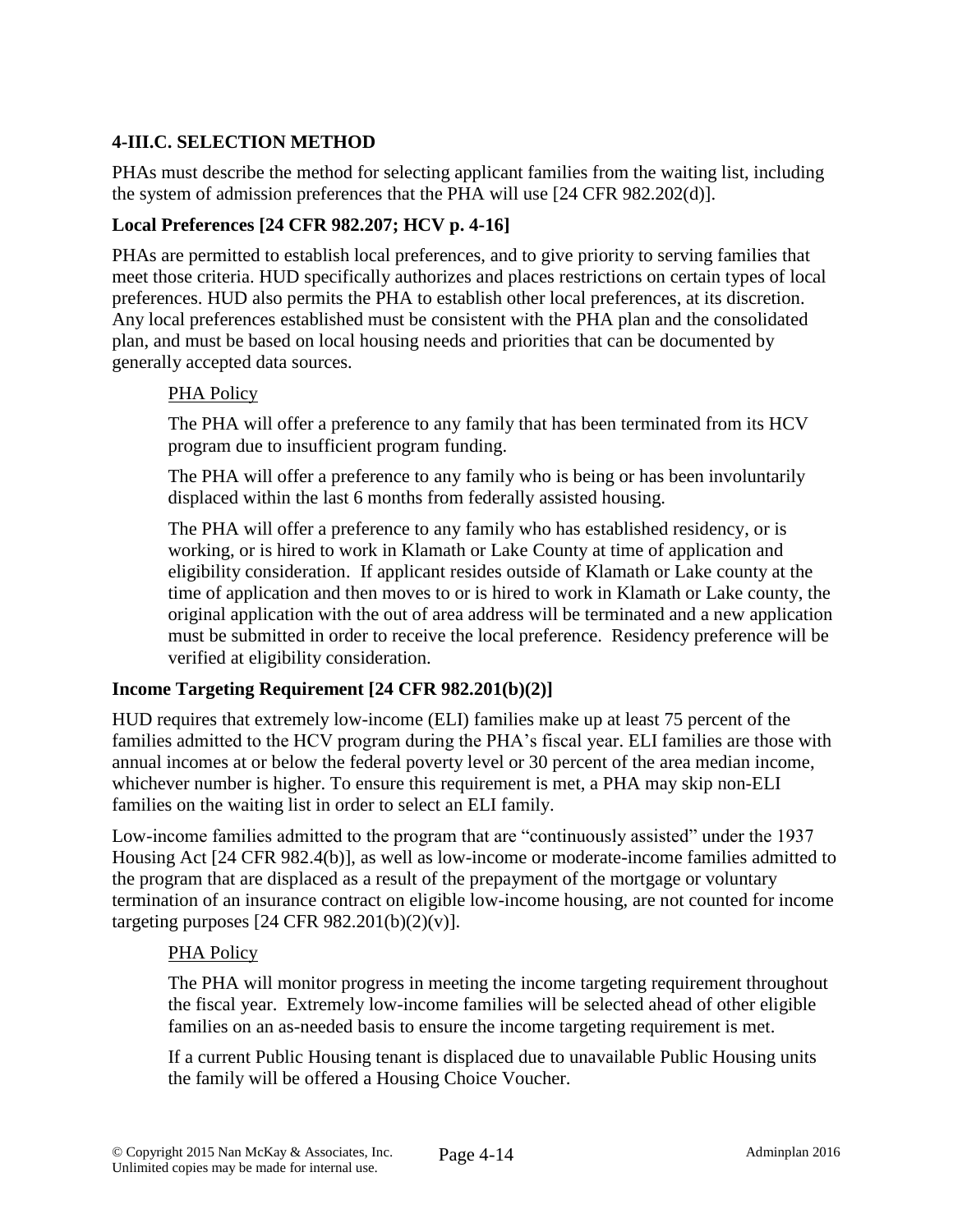## 4-III.C. SELECTION METHOD

PHAs must describe the method for selecting applicant families from the waiting list, including the system of admission preferences that the PHA will use [24 CFR 982.202(d)].

### Local Preferences [24 CFR 982.207; HCV p. 4-16]

PHAs are permitted to establish local preferences, and to give priority to serving families that meet those criteria. HUD specifically authorizes and places restrictions on certain types of local preferences. HUD also permits the PHA to establish other local preferences, at its discretion. Any local preferences established must be consistent with the PHA plan and the consolidated plan, and must be based on local housing needs and priorities that can be documented by generally accepted data sources.

> PHA Policy
>
> The PHA will offer a preference to any family that has been terminated from its HCV program due to insufficient program funding.
>
> The PHA will offer a preference to any family who is being or has been involuntarily displaced within the last 6 months from federally assisted housing.
>
> The PHA will offer a preference to any family who has established residency, or is working, or is hired to work in Klamath or Lake County at time of application and eligibility consideration. If applicant resides outside of Klamath or Lake county at the time of application and then moves to or is hired to work in Klamath or Lake county, the original application with the out of area address will be terminated and a new application must be submitted in order to receive the local preference. Residency preference will be verified at eligibility consideration.

### Income Targeting Requirement [24 CFR 982.201(b)(2)]

HUD requires that extremely low-income (ELI) families make up at least 75 percent of the families admitted to the HCV program during the PHA's fiscal year. ELI families are those with annual incomes at or below the federal poverty level or 30 percent of the area median income, whichever number is higher. To ensure this requirement is met, a PHA may skip non-ELI families on the waiting list in order to select an ELI family.

Low-income families admitted to the program that are "continuously assisted" under the 1937 Housing Act [24 CFR 982.4(b)], as well as low-income or moderate-income families admitted to the program that are displaced as a result of the prepayment of the mortgage or voluntary termination of an insurance contract on eligible low-income housing, are not counted for income targeting purposes [24 CFR 982.201(b)(2)(v)].

> PHA Policy
>
> The PHA will monitor progress in meeting the income targeting requirement throughout the fiscal year. Extremely low-income families will be selected ahead of other eligible families on an as-needed basis to ensure the income targeting requirement is met.
>
> If a current Public Housing tenant is displaced due to unavailable Public Housing units the family will be offered a Housing Choice Voucher.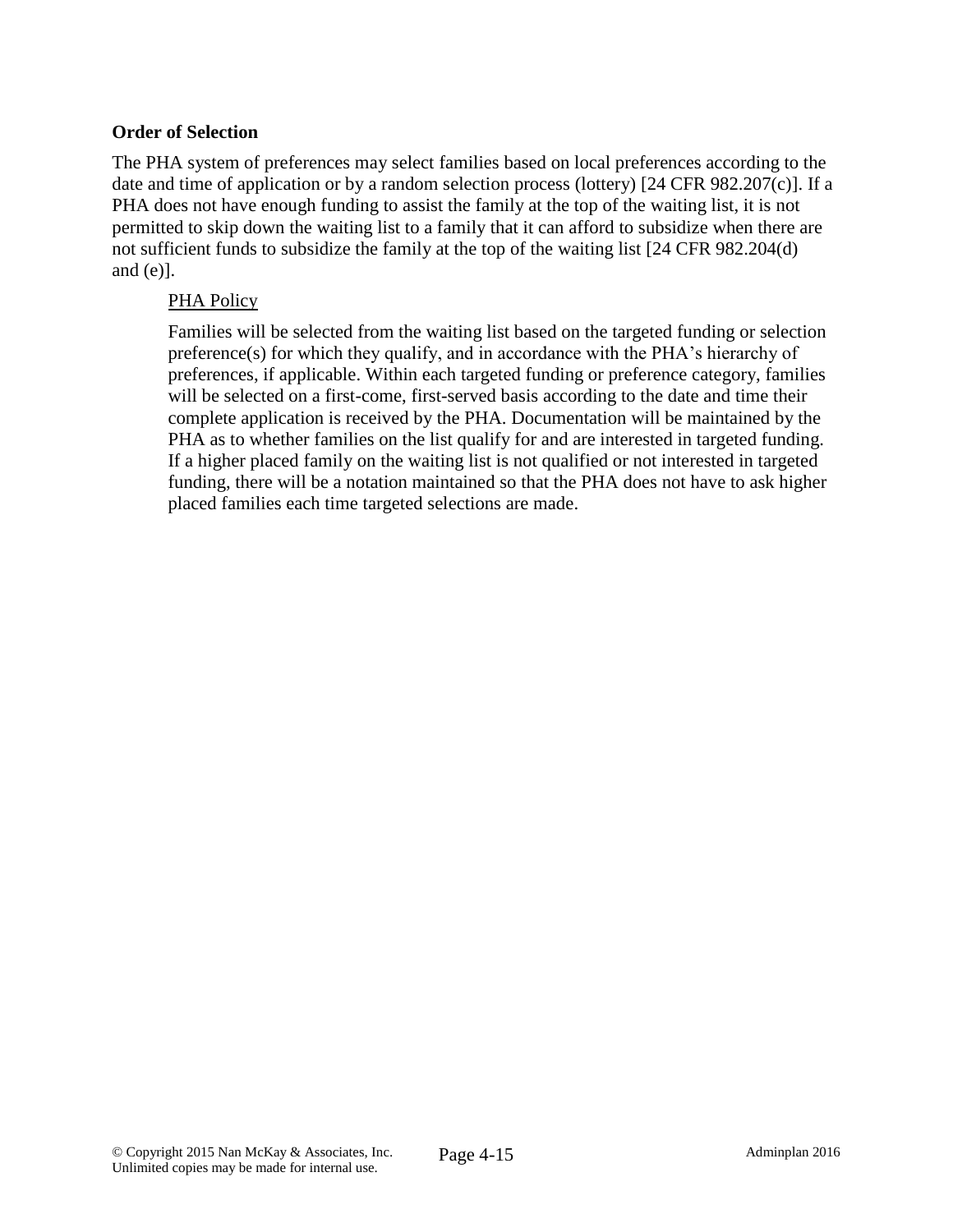### Order of Selection

The PHA system of preferences may select families based on local preferences according to the date and time of application or by a random selection process (lottery) [24 CFR 982.207(c)]. If a PHA does not have enough funding to assist the family at the top of the waiting list, it is not permitted to skip down the waiting list to a family that it can afford to subsidize when there are not sufficient funds to subsidize the family at the top of the waiting list [24 CFR 982.204(d) and (e)].

> PHA Policy
>
> Families will be selected from the waiting list based on the targeted funding or selection preference(s) for which they qualify, and in accordance with the PHA's hierarchy of preferences, if applicable. Within each targeted funding or preference category, families will be selected on a first-come, first-served basis according to the date and time their complete application is received by the PHA. Documentation will be maintained by the PHA as to whether families on the list qualify for and are interested in targeted funding. If a higher placed family on the waiting list is not qualified or not interested in targeted funding, there will be a notation maintained so that the PHA does not have to ask higher placed families each time targeted selections are made.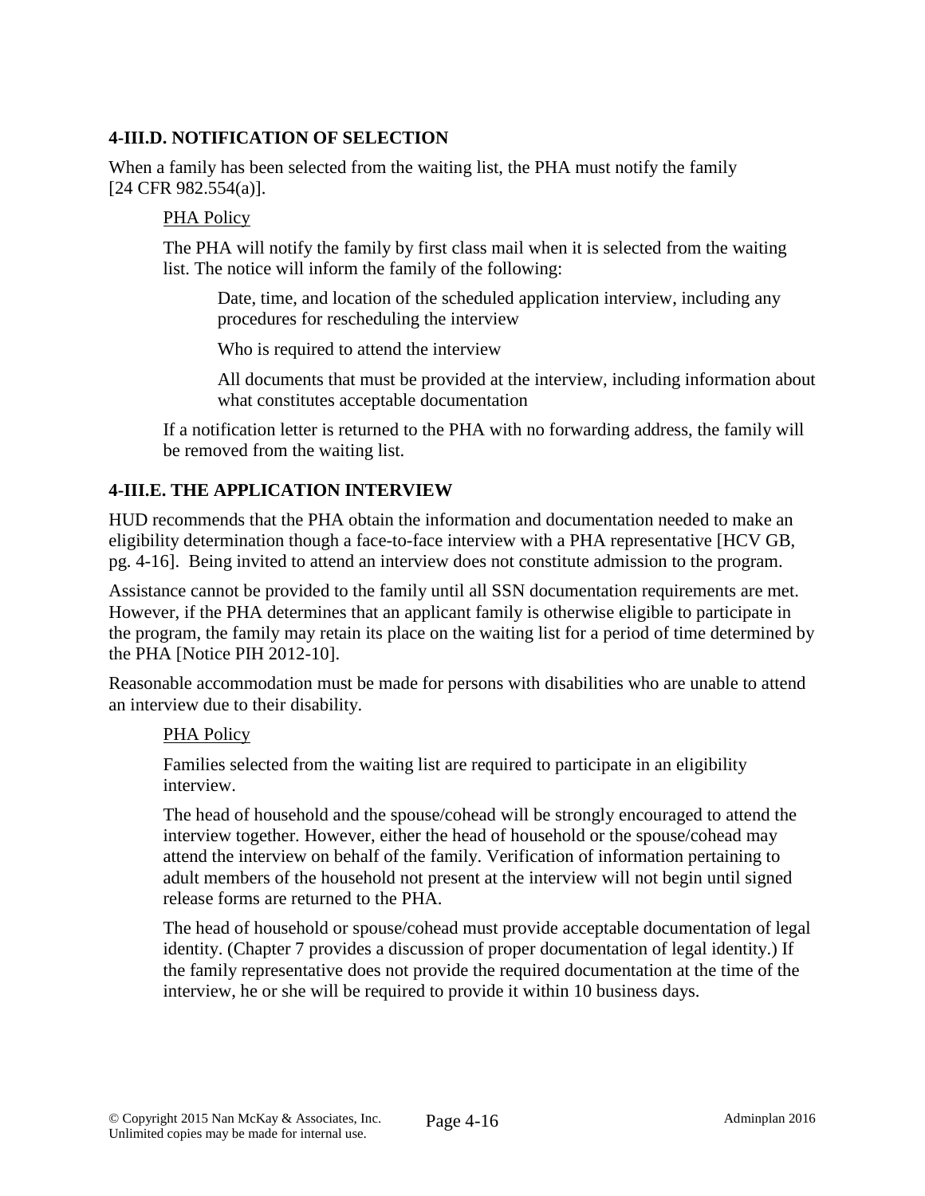### 4-III.D. NOTIFICATION OF SELECTION

When a family has been selected from the waiting list, the PHA must notify the family [24 CFR 982.554(a)].

> <u>PHA Policy</u>
>
> The PHA will notify the family by first class mail when it is selected from the waiting list. The notice will inform the family of the following:
>
> > Date, time, and location of the scheduled application interview, including any procedures for rescheduling the interview
> >
> > Who is required to attend the interview
> >
> > All documents that must be provided at the interview, including information about what constitutes acceptable documentation
>
> If a notification letter is returned to the PHA with no forwarding address, the family will be removed from the waiting list.

### 4-III.E. THE APPLICATION INTERVIEW

HUD recommends that the PHA obtain the information and documentation needed to make an eligibility determination though a face-to-face interview with a PHA representative [HCV GB, pg. 4-16]. Being invited to attend an interview does not constitute admission to the program.

Assistance cannot be provided to the family until all SSN documentation requirements are met. However, if the PHA determines that an applicant family is otherwise eligible to participate in the program, the family may retain its place on the waiting list for a period of time determined by the PHA [Notice PIH 2012-10].

Reasonable accommodation must be made for persons with disabilities who are unable to attend an interview due to their disability.

> <u>PHA Policy</u>
>
> Families selected from the waiting list are required to participate in an eligibility interview.
>
> The head of household and the spouse/cohead will be strongly encouraged to attend the interview together. However, either the head of household or the spouse/cohead may attend the interview on behalf of the family. Verification of information pertaining to adult members of the household not present at the interview will not begin until signed release forms are returned to the PHA.
>
> The head of household or spouse/cohead must provide acceptable documentation of legal identity. (Chapter 7 provides a discussion of proper documentation of legal identity.) If the family representative does not provide the required documentation at the time of the interview, he or she will be required to provide it within 10 business days.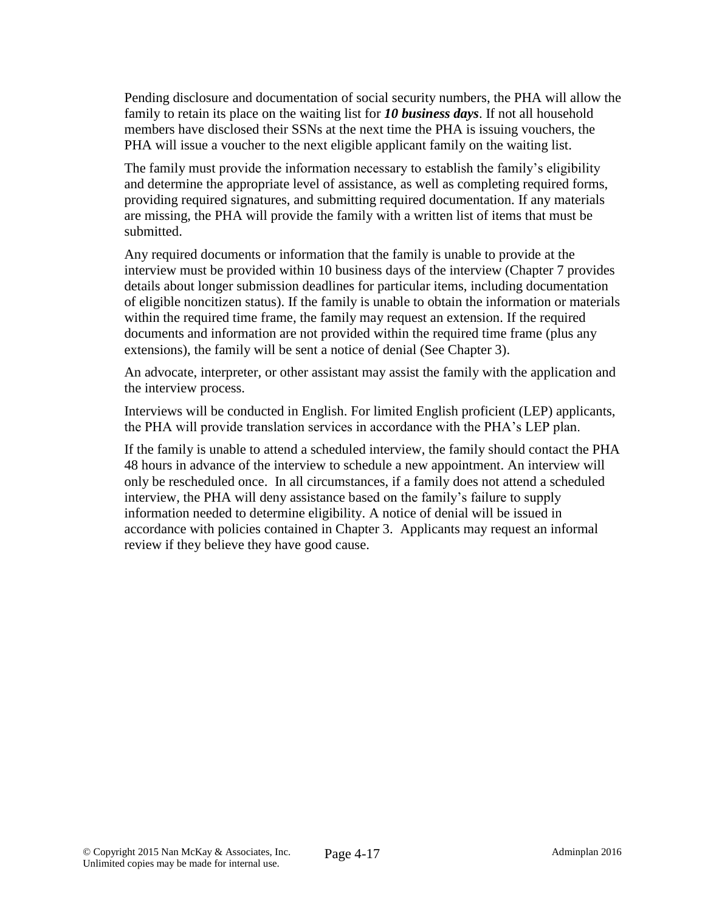Pending disclosure and documentation of social security numbers, the PHA will allow the family to retain its place on the waiting list for ***10 business days***. If not all household members have disclosed their SSNs at the next time the PHA is issuing vouchers, the PHA will issue a voucher to the next eligible applicant family on the waiting list.

The family must provide the information necessary to establish the family's eligibility and determine the appropriate level of assistance, as well as completing required forms, providing required signatures, and submitting required documentation. If any materials are missing, the PHA will provide the family with a written list of items that must be submitted.

Any required documents or information that the family is unable to provide at the interview must be provided within 10 business days of the interview (Chapter 7 provides details about longer submission deadlines for particular items, including documentation of eligible noncitizen status). If the family is unable to obtain the information or materials within the required time frame, the family may request an extension. If the required documents and information are not provided within the required time frame (plus any extensions), the family will be sent a notice of denial (See Chapter 3).

An advocate, interpreter, or other assistant may assist the family with the application and the interview process.

Interviews will be conducted in English. For limited English proficient (LEP) applicants, the PHA will provide translation services in accordance with the PHA's LEP plan.

If the family is unable to attend a scheduled interview, the family should contact the PHA 48 hours in advance of the interview to schedule a new appointment. An interview will only be rescheduled once. In all circumstances, if a family does not attend a scheduled interview, the PHA will deny assistance based on the family's failure to supply information needed to determine eligibility. A notice of denial will be issued in accordance with policies contained in Chapter 3. Applicants may request an informal review if they believe they have good cause.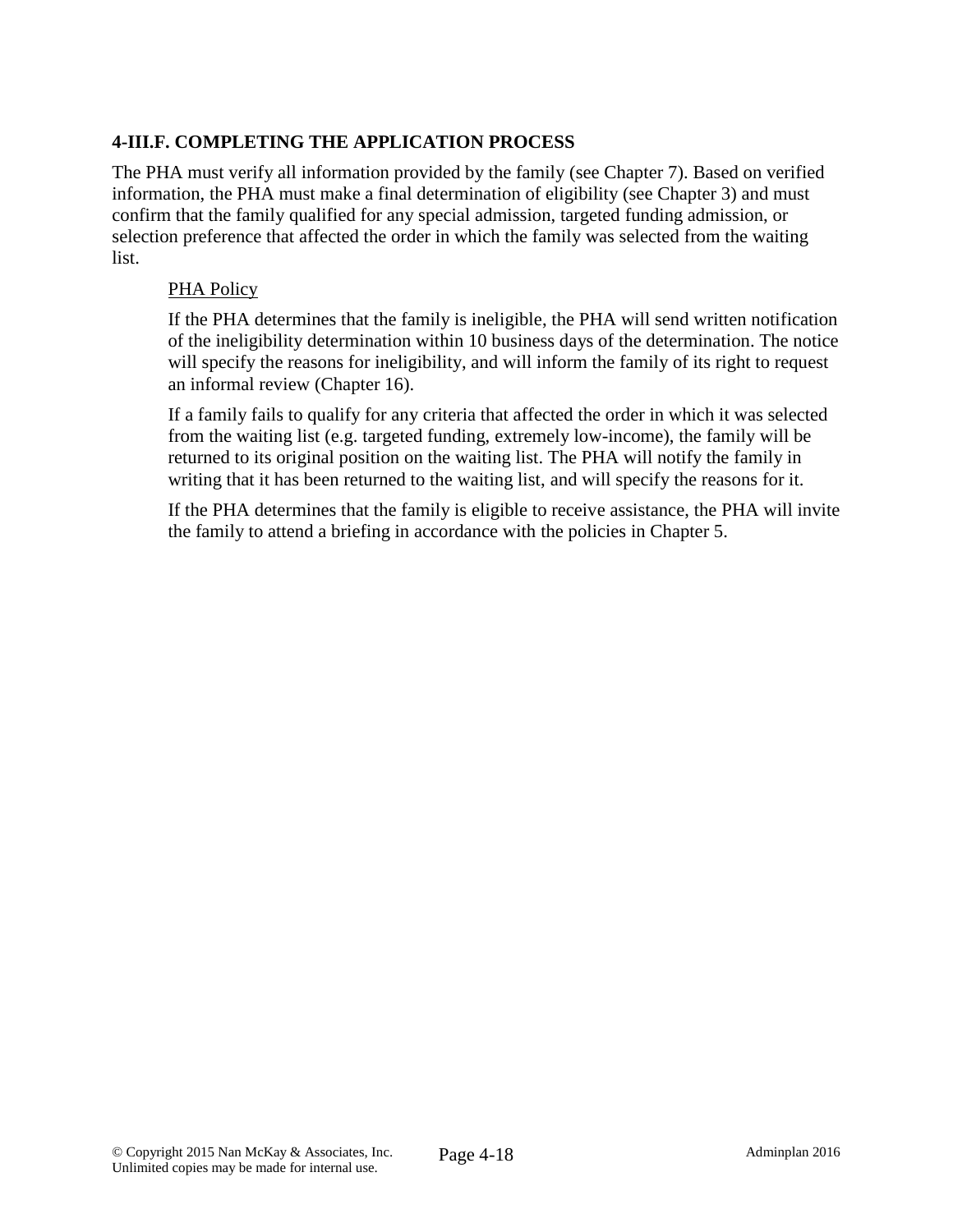### 4-III.F. COMPLETING THE APPLICATION PROCESS

The PHA must verify all information provided by the family (see Chapter 7). Based on verified information, the PHA must make a final determination of eligibility (see Chapter 3) and must confirm that the family qualified for any special admission, targeted funding admission, or selection preference that affected the order in which the family was selected from the waiting list.

<u>PHA Policy</u>

If the PHA determines that the family is ineligible, the PHA will send written notification of the ineligibility determination within 10 business days of the determination. The notice will specify the reasons for ineligibility, and will inform the family of its right to request an informal review (Chapter 16).

If a family fails to qualify for any criteria that affected the order in which it was selected from the waiting list (e.g. targeted funding, extremely low-income), the family will be returned to its original position on the waiting list. The PHA will notify the family in writing that it has been returned to the waiting list, and will specify the reasons for it.

If the PHA determines that the family is eligible to receive assistance, the PHA will invite the family to attend a briefing in accordance with the policies in Chapter 5.